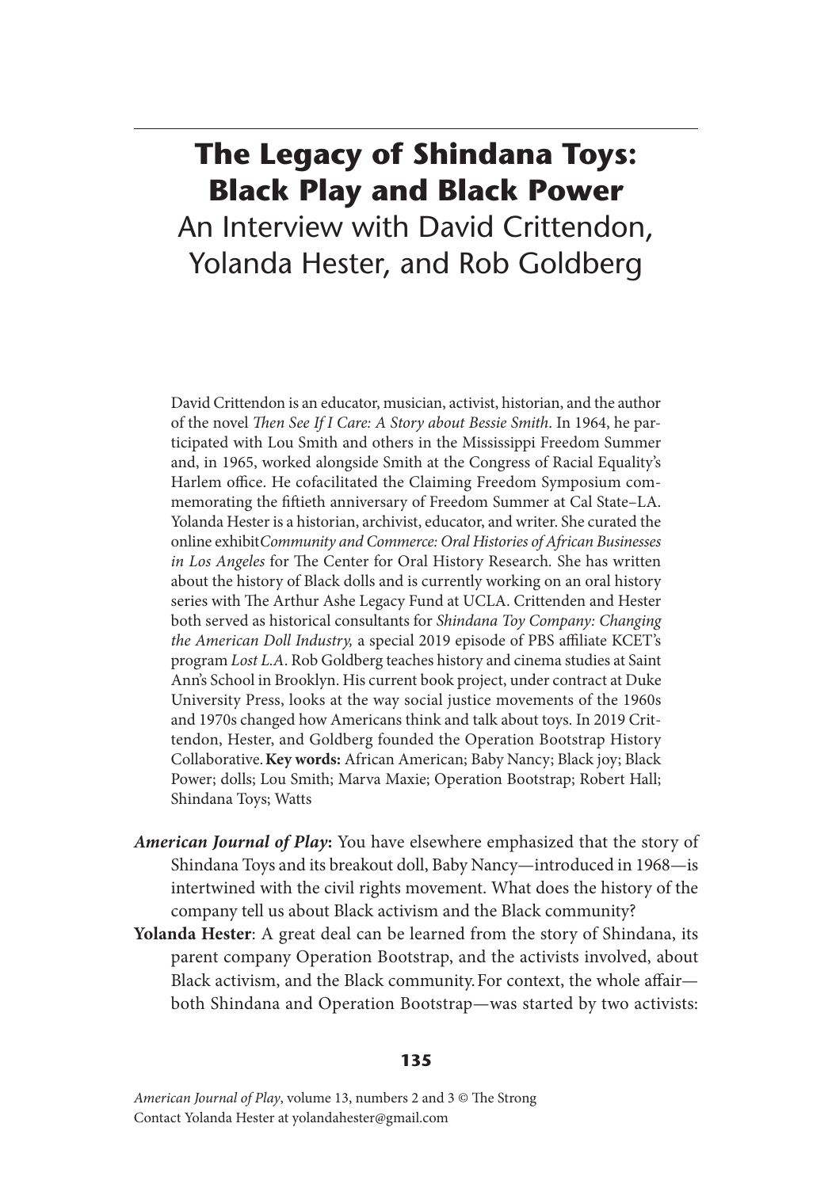# The Legacy of Shindana Toys: Black Play and Black Power

## An Interview with David Crittendon, Yolanda Hester, and Rob Goldberg

David Crittendon is an educator, musician, activist, historian, and the author of the novel *Then See If I Care: A Story about Bessie Smith*. In 1964, he participated with Lou Smith and others in the Mississippi Freedom Summer and, in 1965, worked alongside Smith at the Congress of Racial Equality's Harlem office. He cofacilitated the Claiming Freedom Symposium commemorating the fiftieth anniversary of Freedom Summer at Cal State–LA. Yolanda Hester is a historian, archivist, educator, and writer. She curated the online exhibit*Community and Commerce: Oral Histories of African Businesses in Los Angeles* for The Center for Oral History Research. She has written about the history of Black dolls and is currently working on an oral history series with The Arthur Ashe Legacy Fund at UCLA. Crittenden and Hester both served as historical consultants for *Shindana Toy Company: Changing the American Doll Industry,* a special 2019 episode of PBS affiliate KCET's program *Lost L.A*. Rob Goldberg teaches history and cinema studies at Saint Ann's School in Brooklyn. His current book project, under contract at Duke University Press, looks at the way social justice movements of the 1960s and 1970s changed how Americans think and talk about toys. In 2019 Crittendon, Hester, and Goldberg founded the Operation Bootstrap History Collaborative. **Key words:** African American; Baby Nancy; Black joy; Black Power; dolls; Lou Smith; Marva Maxie; Operation Bootstrap; Robert Hall; Shindana Toys; Watts

***American Journal of Play*:** You have elsewhere emphasized that the story of Shindana Toys and its breakout doll, Baby Nancy—introduced in 1968—is intertwined with the civil rights movement. What does the history of the company tell us about Black activism and the Black community?

**Yolanda Hester**: A great deal can be learned from the story of Shindana, its parent company Operation Bootstrap, and the activists involved, about Black activism, and the Black community. For context, the whole affair—both Shindana and Operation Bootstrap—was started by two activists:

*American Journal of Play*, volume 13, numbers 2 and 3 © The Strong
Contact Yolanda Hester at yolandahester@gmail.com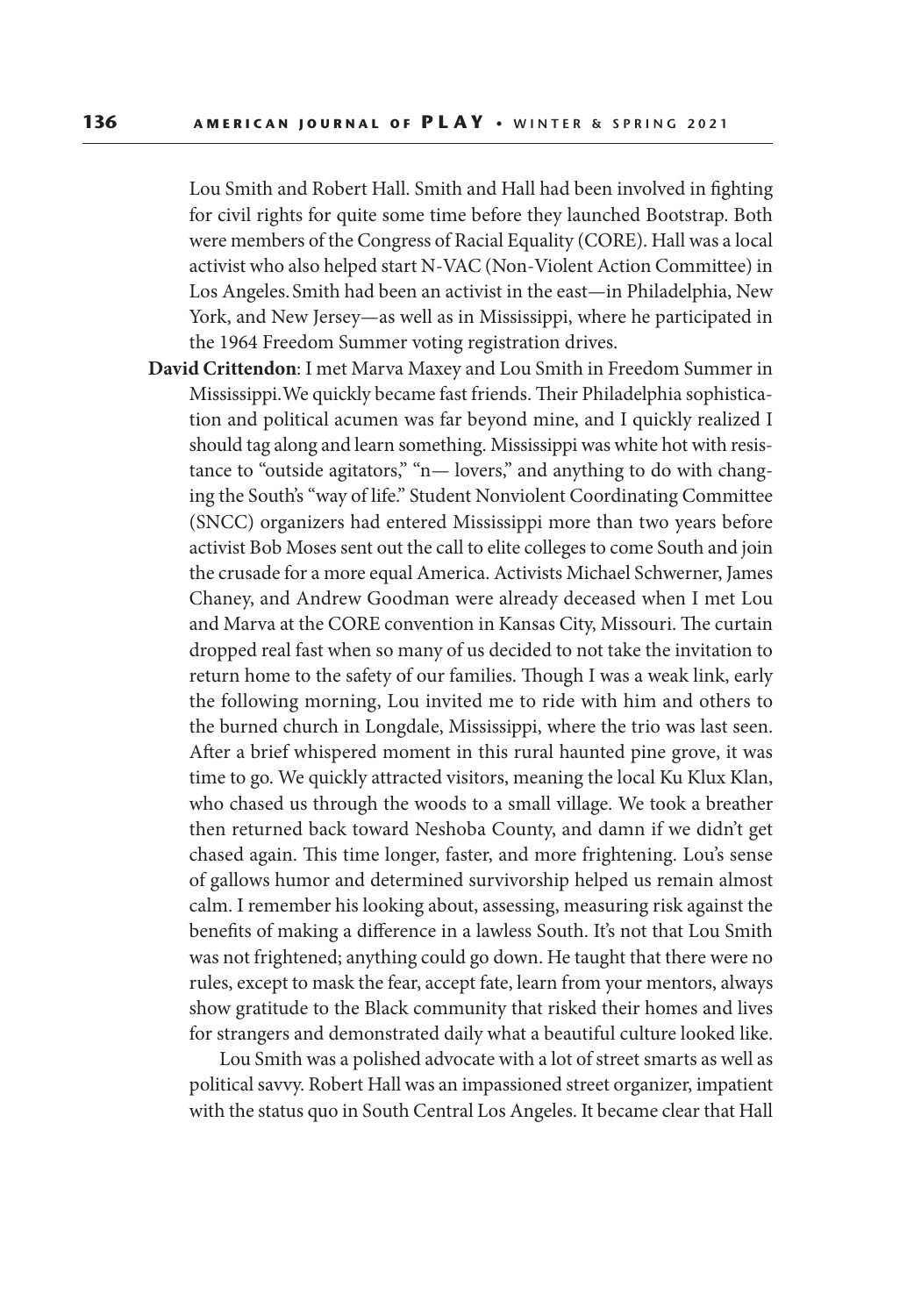Lou Smith and Robert Hall. Smith and Hall had been involved in fighting for civil rights for quite some time before they launched Bootstrap. Both were members of the Congress of Racial Equality (CORE). Hall was a local activist who also helped start N-VAC (Non-Violent Action Committee) in Los Angeles. Smith had been an activist in the east—in Philadelphia, New York, and New Jersey—as well as in Mississippi, where he participated in the 1964 Freedom Summer voting registration drives.

**David Crittendon**: I met Marva Maxey and Lou Smith in Freedom Summer in Mississippi. We quickly became fast friends. Their Philadelphia sophistication and political acumen was far beyond mine, and I quickly realized I should tag along and learn something. Mississippi was white hot with resistance to "outside agitators," "n— lovers," and anything to do with changing the South's "way of life." Student Nonviolent Coordinating Committee (SNCC) organizers had entered Mississippi more than two years before activist Bob Moses sent out the call to elite colleges to come South and join the crusade for a more equal America. Activists Michael Schwerner, James Chaney, and Andrew Goodman were already deceased when I met Lou and Marva at the CORE convention in Kansas City, Missouri. The curtain dropped real fast when so many of us decided to not take the invitation to return home to the safety of our families. Though I was a weak link, early the following morning, Lou invited me to ride with him and others to the burned church in Longdale, Mississippi, where the trio was last seen. After a brief whispered moment in this rural haunted pine grove, it was time to go. We quickly attracted visitors, meaning the local Ku Klux Klan, who chased us through the woods to a small village. We took a breather then returned back toward Neshoba County, and damn if we didn't get chased again. This time longer, faster, and more frightening. Lou's sense of gallows humor and determined survivorship helped us remain almost calm. I remember his looking about, assessing, measuring risk against the benefits of making a difference in a lawless South. It's not that Lou Smith was not frightened; anything could go down. He taught that there were no rules, except to mask the fear, accept fate, learn from your mentors, always show gratitude to the Black community that risked their homes and lives for strangers and demonstrated daily what a beautiful culture looked like.

Lou Smith was a polished advocate with a lot of street smarts as well as political savvy. Robert Hall was an impassioned street organizer, impatient with the status quo in South Central Los Angeles. It became clear that Hall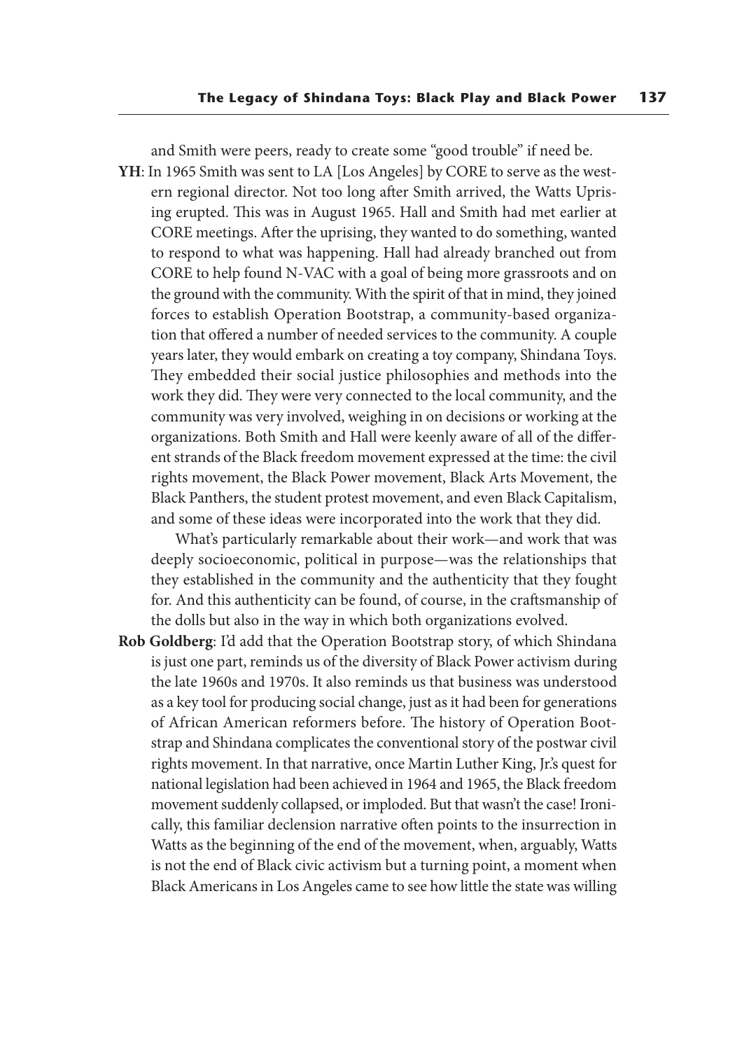and Smith were peers, ready to create some "good trouble" if need be.

**YH**: In 1965 Smith was sent to LA [Los Angeles] by CORE to serve as the western regional director. Not too long after Smith arrived, the Watts Uprising erupted. This was in August 1965. Hall and Smith had met earlier at CORE meetings. After the uprising, they wanted to do something, wanted to respond to what was happening. Hall had already branched out from CORE to help found N-VAC with a goal of being more grassroots and on the ground with the community. With the spirit of that in mind, they joined forces to establish Operation Bootstrap, a community-based organization that offered a number of needed services to the community. A couple years later, they would embark on creating a toy company, Shindana Toys. They embedded their social justice philosophies and methods into the work they did. They were very connected to the local community, and the community was very involved, weighing in on decisions or working at the organizations. Both Smith and Hall were keenly aware of all of the different strands of the Black freedom movement expressed at the time: the civil rights movement, the Black Power movement, Black Arts Movement, the Black Panthers, the student protest movement, and even Black Capitalism, and some of these ideas were incorporated into the work that they did.

What's particularly remarkable about their work—and work that was deeply socioeconomic, political in purpose—was the relationships that they established in the community and the authenticity that they fought for. And this authenticity can be found, of course, in the craftsmanship of the dolls but also in the way in which both organizations evolved.

**Rob Goldberg**: I'd add that the Operation Bootstrap story, of which Shindana is just one part, reminds us of the diversity of Black Power activism during the late 1960s and 1970s. It also reminds us that business was understood as a key tool for producing social change, just as it had been for generations of African American reformers before. The history of Operation Bootstrap and Shindana complicates the conventional story of the postwar civil rights movement. In that narrative, once Martin Luther King, Jr.'s quest for national legislation had been achieved in 1964 and 1965, the Black freedom movement suddenly collapsed, or imploded. But that wasn't the case! Ironically, this familiar declension narrative often points to the insurrection in Watts as the beginning of the end of the movement, when, arguably, Watts is not the end of Black civic activism but a turning point, a moment when Black Americans in Los Angeles came to see how little the state was willing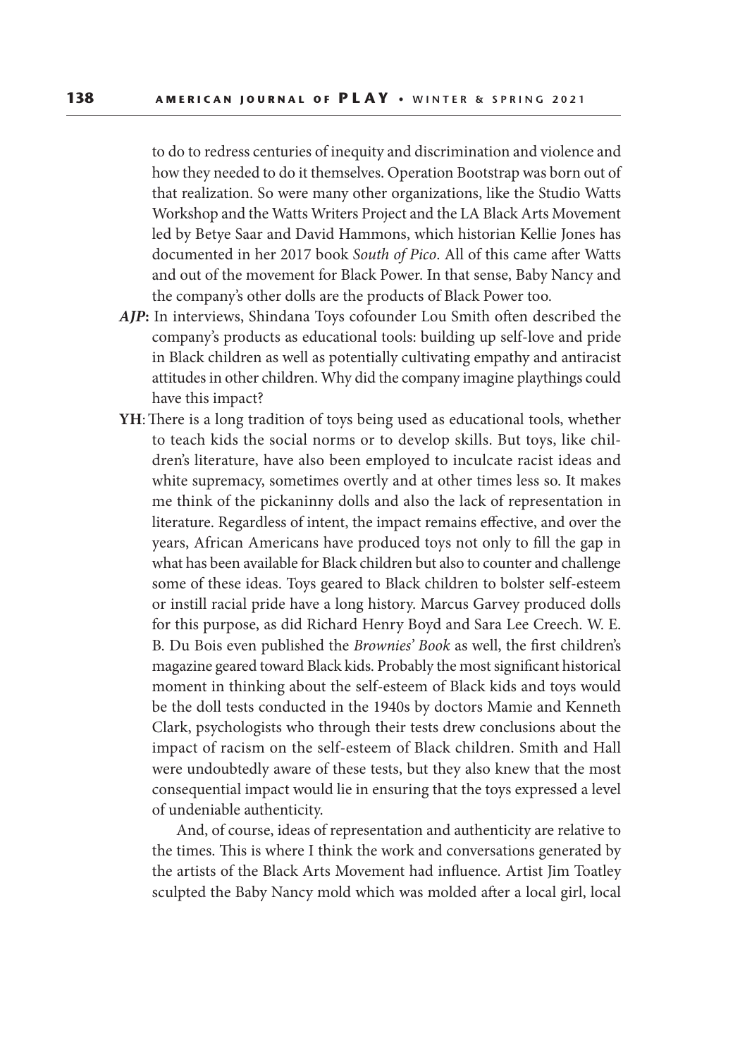to do to redress centuries of inequity and discrimination and violence and how they needed to do it themselves. Operation Bootstrap was born out of that realization. So were many other organizations, like the Studio Watts Workshop and the Watts Writers Project and the LA Black Arts Movement led by Betye Saar and David Hammons, which historian Kellie Jones has documented in her 2017 book *South of Pico*. All of this came after Watts and out of the movement for Black Power. In that sense, Baby Nancy and the company's other dolls are the products of Black Power too.

***AJP*:** In interviews, Shindana Toys cofounder Lou Smith often described the company's products as educational tools: building up self-love and pride in Black children as well as potentially cultivating empathy and antiracist attitudes in other children. Why did the company imagine playthings could have this impact?

**YH**: There is a long tradition of toys being used as educational tools, whether to teach kids the social norms or to develop skills. But toys, like children's literature, have also been employed to inculcate racist ideas and white supremacy, sometimes overtly and at other times less so. It makes me think of the pickaninny dolls and also the lack of representation in literature. Regardless of intent, the impact remains effective, and over the years, African Americans have produced toys not only to fill the gap in what has been available for Black children but also to counter and challenge some of these ideas. Toys geared to Black children to bolster self-esteem or instill racial pride have a long history. Marcus Garvey produced dolls for this purpose, as did Richard Henry Boyd and Sara Lee Creech. W. E. B. Du Bois even published the *Brownies' Book* as well, the first children's magazine geared toward Black kids. Probably the most significant historical moment in thinking about the self-esteem of Black kids and toys would be the doll tests conducted in the 1940s by doctors Mamie and Kenneth Clark, psychologists who through their tests drew conclusions about the impact of racism on the self-esteem of Black children. Smith and Hall were undoubtedly aware of these tests, but they also knew that the most consequential impact would lie in ensuring that the toys expressed a level of undeniable authenticity.

And, of course, ideas of representation and authenticity are relative to the times. This is where I think the work and conversations generated by the artists of the Black Arts Movement had influence. Artist Jim Toatley sculpted the Baby Nancy mold which was molded after a local girl, local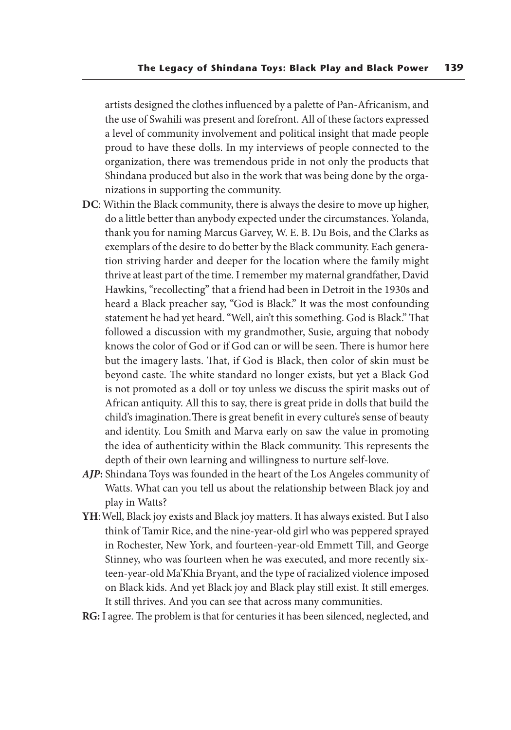artists designed the clothes influenced by a palette of Pan-Africanism, and the use of Swahili was present and forefront. All of these factors expressed a level of community involvement and political insight that made people proud to have these dolls. In my interviews of people connected to the organization, there was tremendous pride in not only the products that Shindana produced but also in the work that was being done by the organizations in supporting the community.

**DC**: Within the Black community, there is always the desire to move up higher, do a little better than anybody expected under the circumstances. Yolanda, thank you for naming Marcus Garvey, W. E. B. Du Bois, and the Clarks as exemplars of the desire to do better by the Black community. Each generation striving harder and deeper for the location where the family might thrive at least part of the time. I remember my maternal grandfather, David Hawkins, "recollecting" that a friend had been in Detroit in the 1930s and heard a Black preacher say, "God is Black." It was the most confounding statement he had yet heard. "Well, ain't this something. God is Black." That followed a discussion with my grandmother, Susie, arguing that nobody knows the color of God or if God can or will be seen. There is humor here but the imagery lasts. That, if God is Black, then color of skin must be beyond caste. The white standard no longer exists, but yet a Black God is not promoted as a doll or toy unless we discuss the spirit masks out of African antiquity. All this to say, there is great pride in dolls that build the child's imagination.There is great benefit in every culture's sense of beauty and identity. Lou Smith and Marva early on saw the value in promoting the idea of authenticity within the Black community. This represents the depth of their own learning and willingness to nurture self-love.

***AJP*:** Shindana Toys was founded in the heart of the Los Angeles community of Watts. What can you tell us about the relationship between Black joy and play in Watts?

**YH**: Well, Black joy exists and Black joy matters. It has always existed. But I also think of Tamir Rice, and the nine-year-old girl who was peppered sprayed in Rochester, New York, and fourteen-year-old Emmett Till, and George Stinney, who was fourteen when he was executed, and more recently sixteen-year-old Ma'Khia Bryant, and the type of racialized violence imposed on Black kids. And yet Black joy and Black play still exist. It still emerges. It still thrives. And you can see that across many communities.

**RG:** I agree. The problem is that for centuries it has been silenced, neglected, and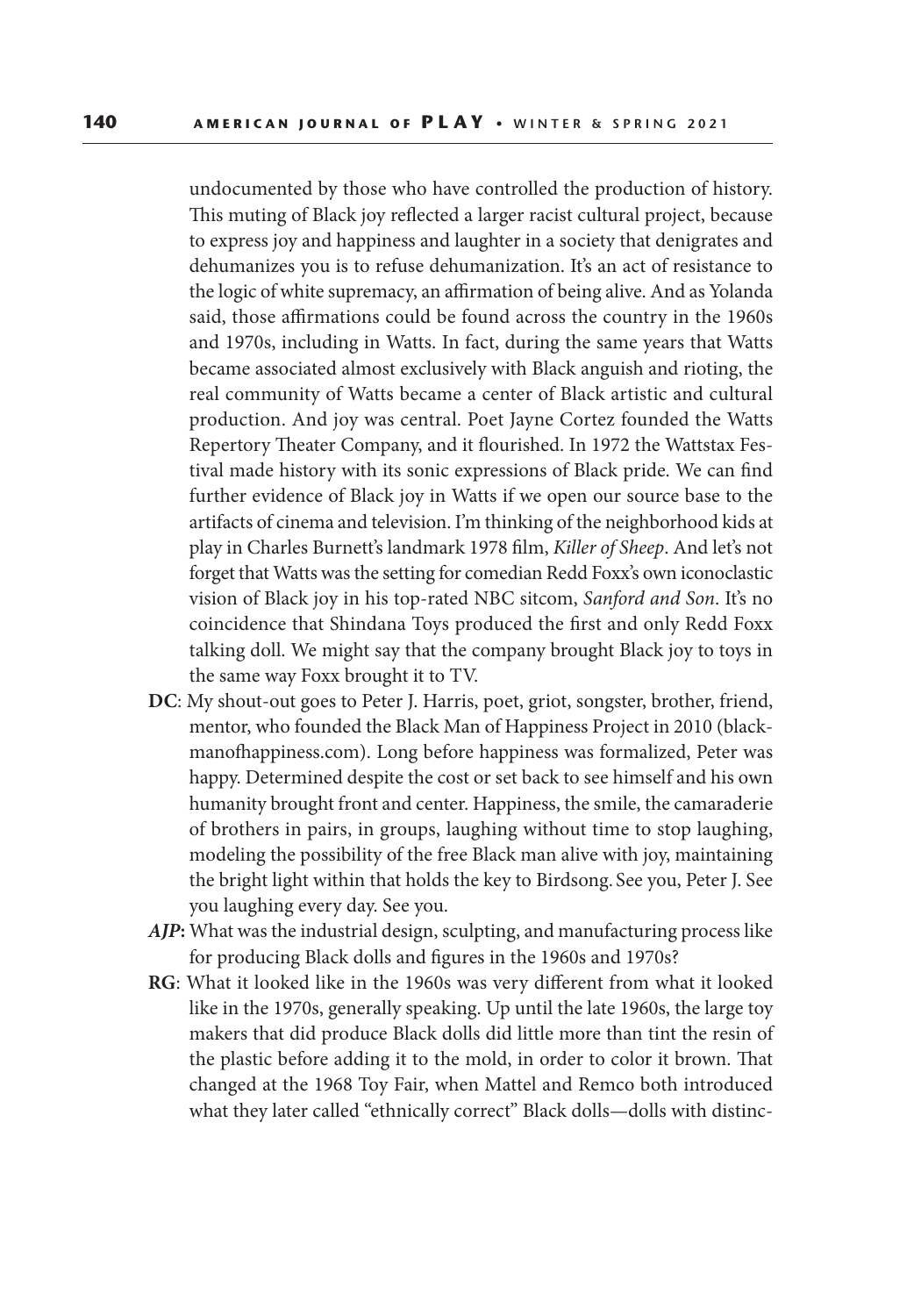undocumented by those who have controlled the production of history. This muting of Black joy reflected a larger racist cultural project, because to express joy and happiness and laughter in a society that denigrates and dehumanizes you is to refuse dehumanization. It's an act of resistance to the logic of white supremacy, an affirmation of being alive. And as Yolanda said, those affirmations could be found across the country in the 1960s and 1970s, including in Watts. In fact, during the same years that Watts became associated almost exclusively with Black anguish and rioting, the real community of Watts became a center of Black artistic and cultural production. And joy was central. Poet Jayne Cortez founded the Watts Repertory Theater Company, and it flourished. In 1972 the Wattstax Festival made history with its sonic expressions of Black pride. We can find further evidence of Black joy in Watts if we open our source base to the artifacts of cinema and television. I'm thinking of the neighborhood kids at play in Charles Burnett's landmark 1978 film, *Killer of Sheep*. And let's not forget that Watts was the setting for comedian Redd Foxx's own iconoclastic vision of Black joy in his top-rated NBC sitcom, *Sanford and Son*. It's no coincidence that Shindana Toys produced the first and only Redd Foxx talking doll. We might say that the company brought Black joy to toys in the same way Foxx brought it to TV.

**DC**: My shout-out goes to Peter J. Harris, poet, griot, songster, brother, friend, mentor, who founded the Black Man of Happiness Project in 2010 (blackmanofhappiness.com). Long before happiness was formalized, Peter was happy. Determined despite the cost or set back to see himself and his own humanity brought front and center. Happiness, the smile, the camaraderie of brothers in pairs, in groups, laughing without time to stop laughing, modeling the possibility of the free Black man alive with joy, maintaining the bright light within that holds the key to Birdsong. See you, Peter J. See you laughing every day. See you.

***AJP*:** What was the industrial design, sculpting, and manufacturing process like for producing Black dolls and figures in the 1960s and 1970s?

**RG**: What it looked like in the 1960s was very different from what it looked like in the 1970s, generally speaking. Up until the late 1960s, the large toy makers that did produce Black dolls did little more than tint the resin of the plastic before adding it to the mold, in order to color it brown. That changed at the 1968 Toy Fair, when Mattel and Remco both introduced what they later called "ethnically correct" Black dolls—dolls with distinc-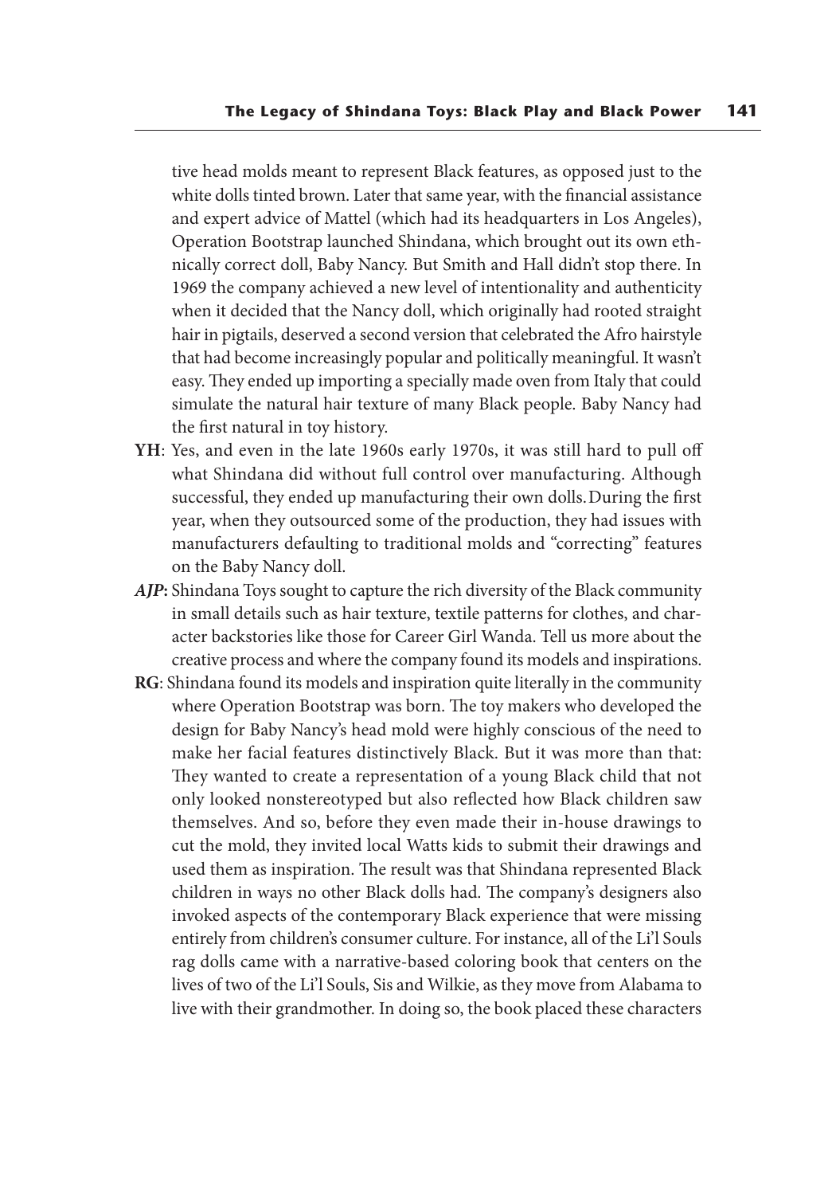tive head molds meant to represent Black features, as opposed just to the white dolls tinted brown. Later that same year, with the financial assistance and expert advice of Mattel (which had its headquarters in Los Angeles), Operation Bootstrap launched Shindana, which brought out its own ethnically correct doll, Baby Nancy. But Smith and Hall didn't stop there. In 1969 the company achieved a new level of intentionality and authenticity when it decided that the Nancy doll, which originally had rooted straight hair in pigtails, deserved a second version that celebrated the Afro hairstyle that had become increasingly popular and politically meaningful. It wasn't easy. They ended up importing a specially made oven from Italy that could simulate the natural hair texture of many Black people. Baby Nancy had the first natural in toy history.

**YH**: Yes, and even in the late 1960s early 1970s, it was still hard to pull off what Shindana did without full control over manufacturing. Although successful, they ended up manufacturing their own dolls. During the first year, when they outsourced some of the production, they had issues with manufacturers defaulting to traditional molds and "correcting" features on the Baby Nancy doll.

***AJP*:** Shindana Toys sought to capture the rich diversity of the Black community in small details such as hair texture, textile patterns for clothes, and character backstories like those for Career Girl Wanda. Tell us more about the creative process and where the company found its models and inspirations.

**RG**: Shindana found its models and inspiration quite literally in the community where Operation Bootstrap was born. The toy makers who developed the design for Baby Nancy's head mold were highly conscious of the need to make her facial features distinctively Black. But it was more than that: They wanted to create a representation of a young Black child that not only looked nonstereotyped but also reflected how Black children saw themselves. And so, before they even made their in-house drawings to cut the mold, they invited local Watts kids to submit their drawings and used them as inspiration. The result was that Shindana represented Black children in ways no other Black dolls had. The company's designers also invoked aspects of the contemporary Black experience that were missing entirely from children's consumer culture. For instance, all of the Li'l Souls rag dolls came with a narrative-based coloring book that centers on the lives of two of the Li'l Souls, Sis and Wilkie, as they move from Alabama to live with their grandmother. In doing so, the book placed these characters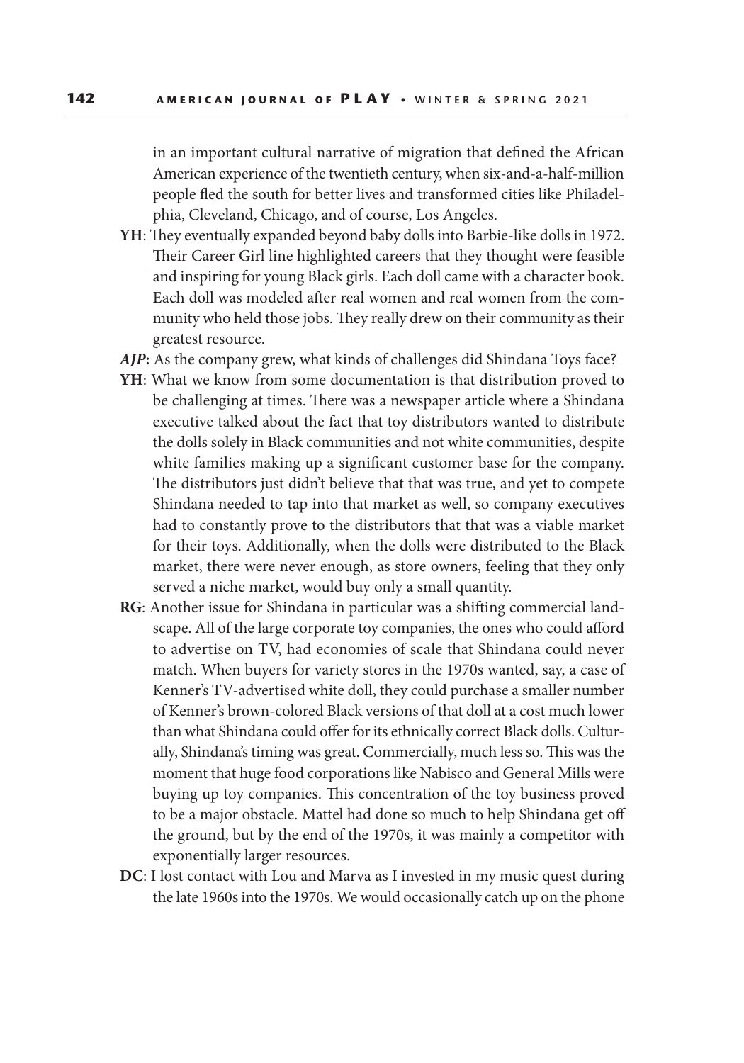in an important cultural narrative of migration that defined the African American experience of the twentieth century, when six-and-a-half-million people fled the south for better lives and transformed cities like Philadelphia, Cleveland, Chicago, and of course, Los Angeles.

**YH**: They eventually expanded beyond baby dolls into Barbie-like dolls in 1972. Their Career Girl line highlighted careers that they thought were feasible and inspiring for young Black girls. Each doll came with a character book. Each doll was modeled after real women and real women from the community who held those jobs. They really drew on their community as their greatest resource.

***AJP*****:** As the company grew, what kinds of challenges did Shindana Toys face?

**YH**: What we know from some documentation is that distribution proved to be challenging at times. There was a newspaper article where a Shindana executive talked about the fact that toy distributors wanted to distribute the dolls solely in Black communities and not white communities, despite white families making up a significant customer base for the company. The distributors just didn't believe that that was true, and yet to compete Shindana needed to tap into that market as well, so company executives had to constantly prove to the distributors that that was a viable market for their toys. Additionally, when the dolls were distributed to the Black market, there were never enough, as store owners, feeling that they only served a niche market, would buy only a small quantity.

**RG**: Another issue for Shindana in particular was a shifting commercial landscape. All of the large corporate toy companies, the ones who could afford to advertise on TV, had economies of scale that Shindana could never match. When buyers for variety stores in the 1970s wanted, say, a case of Kenner's TV-advertised white doll, they could purchase a smaller number of Kenner's brown-colored Black versions of that doll at a cost much lower than what Shindana could offer for its ethnically correct Black dolls. Culturally, Shindana's timing was great. Commercially, much less so. This was the moment that huge food corporations like Nabisco and General Mills were buying up toy companies. This concentration of the toy business proved to be a major obstacle. Mattel had done so much to help Shindana get off the ground, but by the end of the 1970s, it was mainly a competitor with exponentially larger resources.

**DC**: I lost contact with Lou and Marva as I invested in my music quest during the late 1960s into the 1970s. We would occasionally catch up on the phone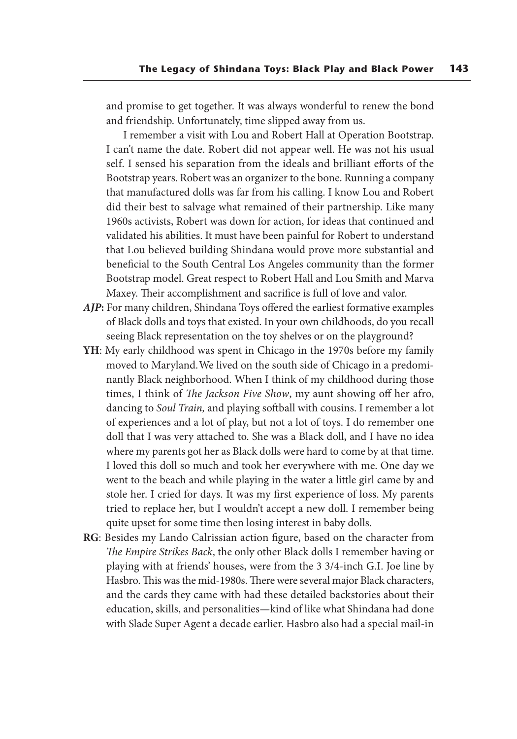and promise to get together. It was always wonderful to renew the bond and friendship. Unfortunately, time slipped away from us.

I remember a visit with Lou and Robert Hall at Operation Bootstrap. I can't name the date. Robert did not appear well. He was not his usual self. I sensed his separation from the ideals and brilliant efforts of the Bootstrap years. Robert was an organizer to the bone. Running a company that manufactured dolls was far from his calling. I know Lou and Robert did their best to salvage what remained of their partnership. Like many 1960s activists, Robert was down for action, for ideas that continued and validated his abilities. It must have been painful for Robert to understand that Lou believed building Shindana would prove more substantial and beneficial to the South Central Los Angeles community than the former Bootstrap model. Great respect to Robert Hall and Lou Smith and Marva Maxey. Their accomplishment and sacrifice is full of love and valor.

***AJP*:** For many children, Shindana Toys offered the earliest formative examples of Black dolls and toys that existed. In your own childhoods, do you recall seeing Black representation on the toy shelves or on the playground?

**YH**: My early childhood was spent in Chicago in the 1970s before my family moved to Maryland. We lived on the south side of Chicago in a predominantly Black neighborhood. When I think of my childhood during those times, I think of *The Jackson Five Show*, my aunt showing off her afro, dancing to *Soul Train,* and playing softball with cousins. I remember a lot of experiences and a lot of play, but not a lot of toys. I do remember one doll that I was very attached to. She was a Black doll, and I have no idea where my parents got her as Black dolls were hard to come by at that time. I loved this doll so much and took her everywhere with me. One day we went to the beach and while playing in the water a little girl came by and stole her. I cried for days. It was my first experience of loss. My parents tried to replace her, but I wouldn't accept a new doll. I remember being quite upset for some time then losing interest in baby dolls.

**RG**: Besides my Lando Calrissian action figure, based on the character from *The Empire Strikes Back*, the only other Black dolls I remember having or playing with at friends' houses, were from the 3 3/4-inch G.I. Joe line by Hasbro. This was the mid-1980s. There were several major Black characters, and the cards they came with had these detailed backstories about their education, skills, and personalities—kind of like what Shindana had done with Slade Super Agent a decade earlier. Hasbro also had a special mail-in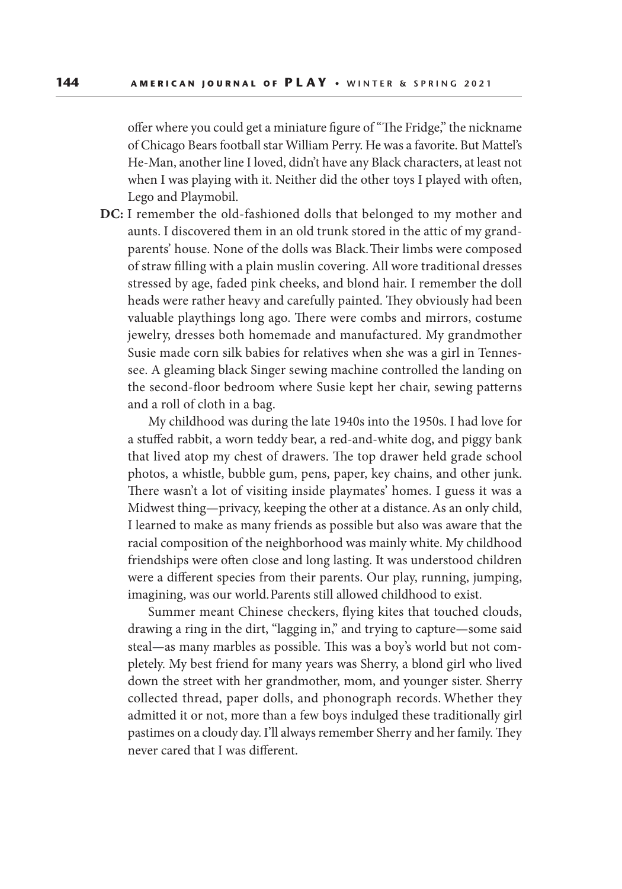offer where you could get a miniature figure of "The Fridge," the nickname of Chicago Bears football star William Perry. He was a favorite. But Mattel's He-Man, another line I loved, didn't have any Black characters, at least not when I was playing with it. Neither did the other toys I played with often, Lego and Playmobil.

**DC:** I remember the old-fashioned dolls that belonged to my mother and aunts. I discovered them in an old trunk stored in the attic of my grandparents' house. None of the dolls was Black. Their limbs were composed of straw filling with a plain muslin covering. All wore traditional dresses stressed by age, faded pink cheeks, and blond hair. I remember the doll heads were rather heavy and carefully painted. They obviously had been valuable playthings long ago. There were combs and mirrors, costume jewelry, dresses both homemade and manufactured. My grandmother Susie made corn silk babies for relatives when she was a girl in Tennessee. A gleaming black Singer sewing machine controlled the landing on the second-floor bedroom where Susie kept her chair, sewing patterns and a roll of cloth in a bag.

My childhood was during the late 1940s into the 1950s. I had love for a stuffed rabbit, a worn teddy bear, a red-and-white dog, and piggy bank that lived atop my chest of drawers. The top drawer held grade school photos, a whistle, bubble gum, pens, paper, key chains, and other junk. There wasn't a lot of visiting inside playmates' homes. I guess it was a Midwest thing—privacy, keeping the other at a distance. As an only child, I learned to make as many friends as possible but also was aware that the racial composition of the neighborhood was mainly white. My childhood friendships were often close and long lasting. It was understood children were a different species from their parents. Our play, running, jumping, imagining, was our world. Parents still allowed childhood to exist.

Summer meant Chinese checkers, flying kites that touched clouds, drawing a ring in the dirt, "lagging in," and trying to capture—some said steal—as many marbles as possible. This was a boy's world but not completely. My best friend for many years was Sherry, a blond girl who lived down the street with her grandmother, mom, and younger sister. Sherry collected thread, paper dolls, and phonograph records. Whether they admitted it or not, more than a few boys indulged these traditionally girl pastimes on a cloudy day. I'll always remember Sherry and her family. They never cared that I was different.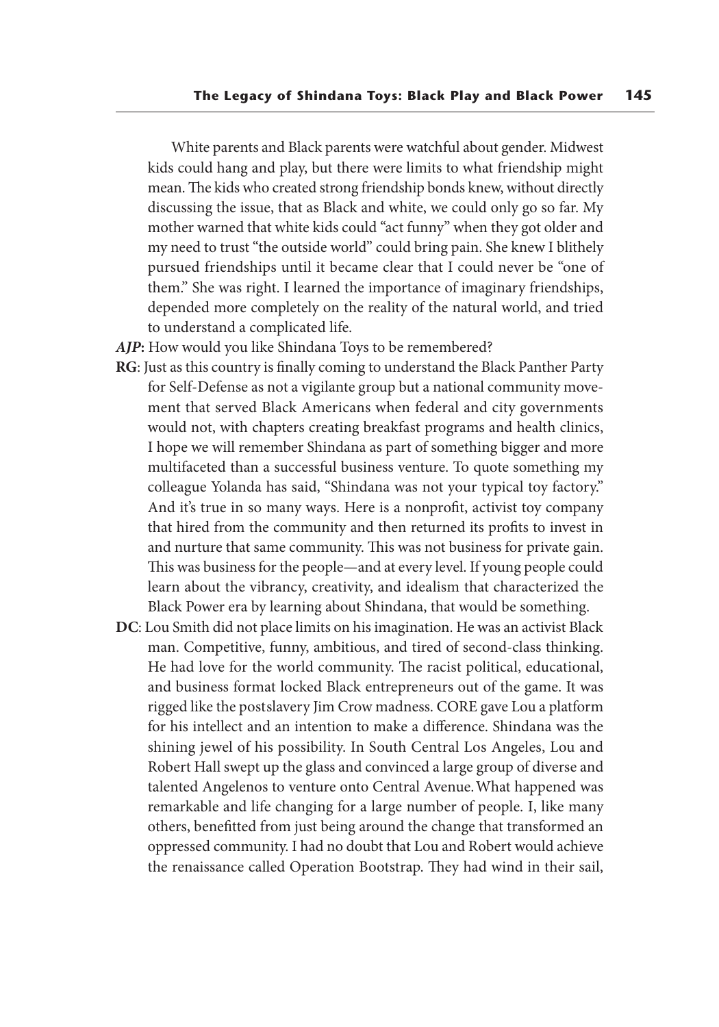White parents and Black parents were watchful about gender. Midwest kids could hang and play, but there were limits to what friendship might mean. The kids who created strong friendship bonds knew, without directly discussing the issue, that as Black and white, we could only go so far. My mother warned that white kids could "act funny" when they got older and my need to trust "the outside world" could bring pain. She knew I blithely pursued friendships until it became clear that I could never be "one of them." She was right. I learned the importance of imaginary friendships, depended more completely on the reality of the natural world, and tried to understand a complicated life.

***AJP*****:** How would you like Shindana Toys to be remembered?

**RG**: Just as this country is finally coming to understand the Black Panther Party for Self-Defense as not a vigilante group but a national community movement that served Black Americans when federal and city governments would not, with chapters creating breakfast programs and health clinics, I hope we will remember Shindana as part of something bigger and more multifaceted than a successful business venture. To quote something my colleague Yolanda has said, "Shindana was not your typical toy factory." And it's true in so many ways. Here is a nonprofit, activist toy company that hired from the community and then returned its profits to invest in and nurture that same community. This was not business for private gain. This was business for the people—and at every level. If young people could learn about the vibrancy, creativity, and idealism that characterized the Black Power era by learning about Shindana, that would be something.

**DC**: Lou Smith did not place limits on his imagination. He was an activist Black man. Competitive, funny, ambitious, and tired of second-class thinking. He had love for the world community. The racist political, educational, and business format locked Black entrepreneurs out of the game. It was rigged like the postslavery Jim Crow madness. CORE gave Lou a platform for his intellect and an intention to make a difference. Shindana was the shining jewel of his possibility. In South Central Los Angeles, Lou and Robert Hall swept up the glass and convinced a large group of diverse and talented Angelenos to venture onto Central Avenue. What happened was remarkable and life changing for a large number of people. I, like many others, benefitted from just being around the change that transformed an oppressed community. I had no doubt that Lou and Robert would achieve the renaissance called Operation Bootstrap. They had wind in their sail,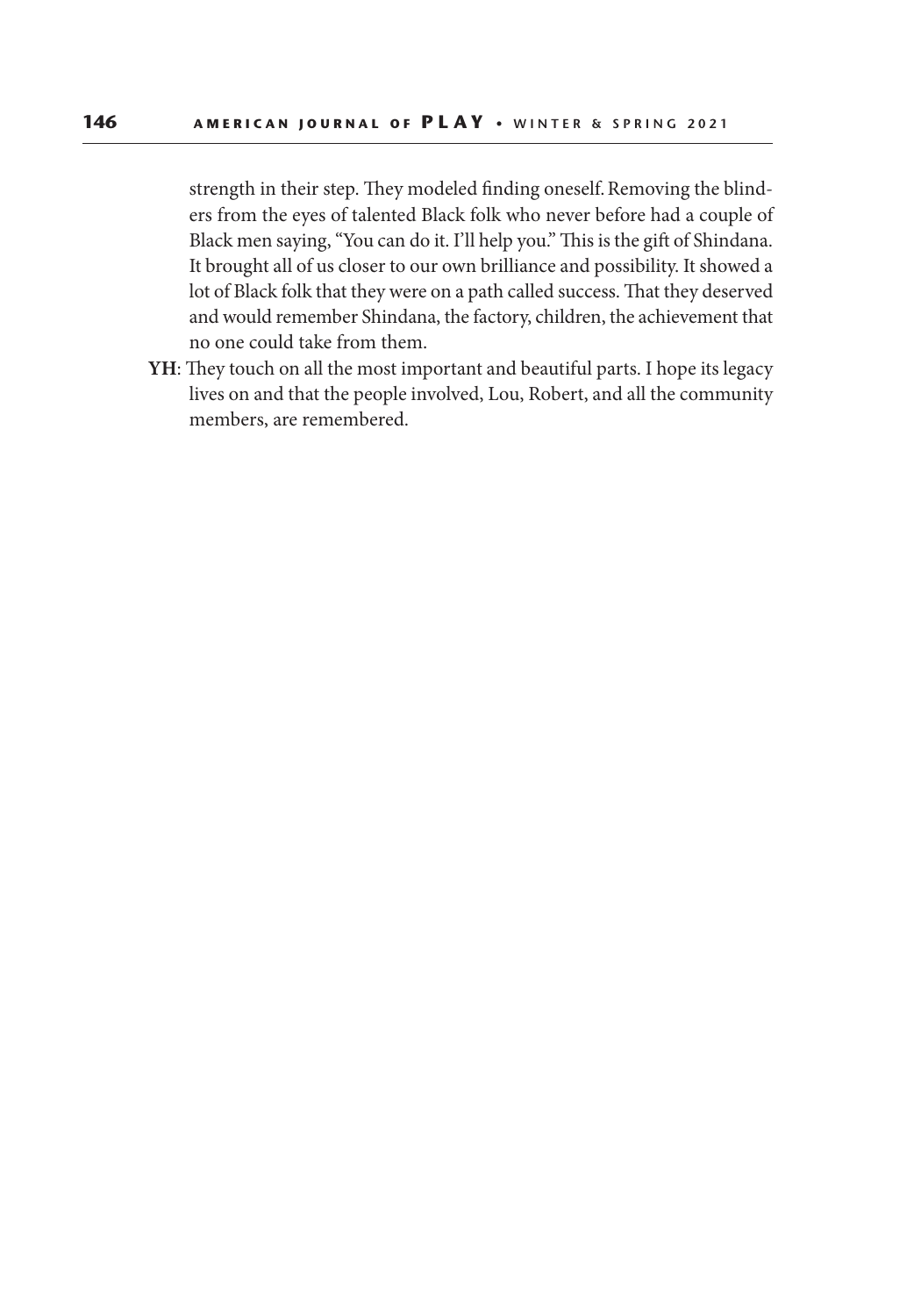strength in their step. They modeled finding oneself. Removing the blinders from the eyes of talented Black folk who never before had a couple of Black men saying, "You can do it. I'll help you." This is the gift of Shindana. It brought all of us closer to our own brilliance and possibility. It showed a lot of Black folk that they were on a path called success. That they deserved and would remember Shindana, the factory, children, the achievement that no one could take from them.

**YH**: They touch on all the most important and beautiful parts. I hope its legacy lives on and that the people involved, Lou, Robert, and all the community members, are remembered.